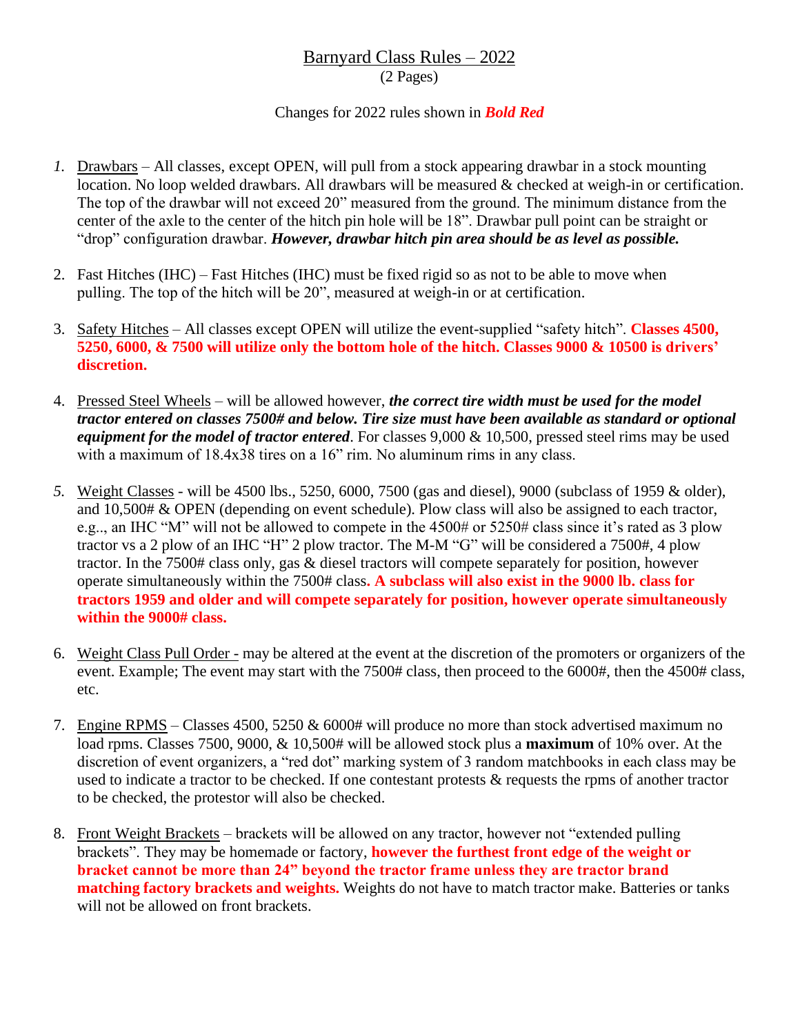# Barnyard Class Rules – 2022

(2 Pages)

Changes for 2022 rules shown in ***Bold Red***

1. Drawbars – All classes, except OPEN, will pull from a stock appearing drawbar in a stock mounting location. No loop welded drawbars. All drawbars will be measured & checked at weigh-in or certification. The top of the drawbar will not exceed 20" measured from the ground. The minimum distance from the center of the axle to the center of the hitch pin hole will be 18". Drawbar pull point can be straight or "drop" configuration drawbar. ***However, drawbar hitch pin area should be as level as possible.***

2. Fast Hitches (IHC) – Fast Hitches (IHC) must be fixed rigid so as not to be able to move when pulling. The top of the hitch will be 20", measured at weigh-in or at certification.

3. Safety Hitches – All classes except OPEN will utilize the event-supplied "safety hitch". **Classes 4500, 5250, 6000, & 7500 will utilize only the bottom hole of the hitch. Classes 9000 & 10500 is drivers' discretion.**

4. Pressed Steel Wheels – will be allowed however, ***the correct tire width must be used for the model tractor entered on classes 7500# and below. Tire size must have been available as standard or optional equipment for the model of tractor entered***. For classes 9,000 & 10,500, pressed steel rims may be used with a maximum of 18.4x38 tires on a 16" rim. No aluminum rims in any class.

5. Weight Classes - will be 4500 lbs., 5250, 6000, 7500 (gas and diesel), 9000 (subclass of 1959 & older), and 10,500# & OPEN (depending on event schedule). Plow class will also be assigned to each tractor, e.g.., an IHC "M" will not be allowed to compete in the 4500# or 5250# class since it's rated as 3 plow tractor vs a 2 plow of an IHC "H" 2 plow tractor. The M-M "G" will be considered a 7500#, 4 plow tractor. In the 7500# class only, gas & diesel tractors will compete separately for position, however operate simultaneously within the 7500# class**. A subclass will also exist in the 9000 lb. class for tractors 1959 and older and will compete separately for position, however operate simultaneously within the 9000# class.**

6. Weight Class Pull Order - may be altered at the event at the discretion of the promoters or organizers of the event. Example; The event may start with the 7500# class, then proceed to the 6000#, then the 4500# class, etc.

7. Engine RPMS – Classes 4500, 5250 & 6000# will produce no more than stock advertised maximum no load rpms. Classes 7500, 9000, & 10,500# will be allowed stock plus a **maximum** of 10% over. At the discretion of event organizers, a "red dot" marking system of 3 random matchbooks in each class may be used to indicate a tractor to be checked. If one contestant protests & requests the rpms of another tractor to be checked, the protestor will also be checked.

8. Front Weight Brackets – brackets will be allowed on any tractor, however not "extended pulling brackets". They may be homemade or factory, **however the furthest front edge of the weight or bracket cannot be more than 24" beyond the tractor frame unless they are tractor brand matching factory brackets and weights.** Weights do not have to match tractor make. Batteries or tanks will not be allowed on front brackets.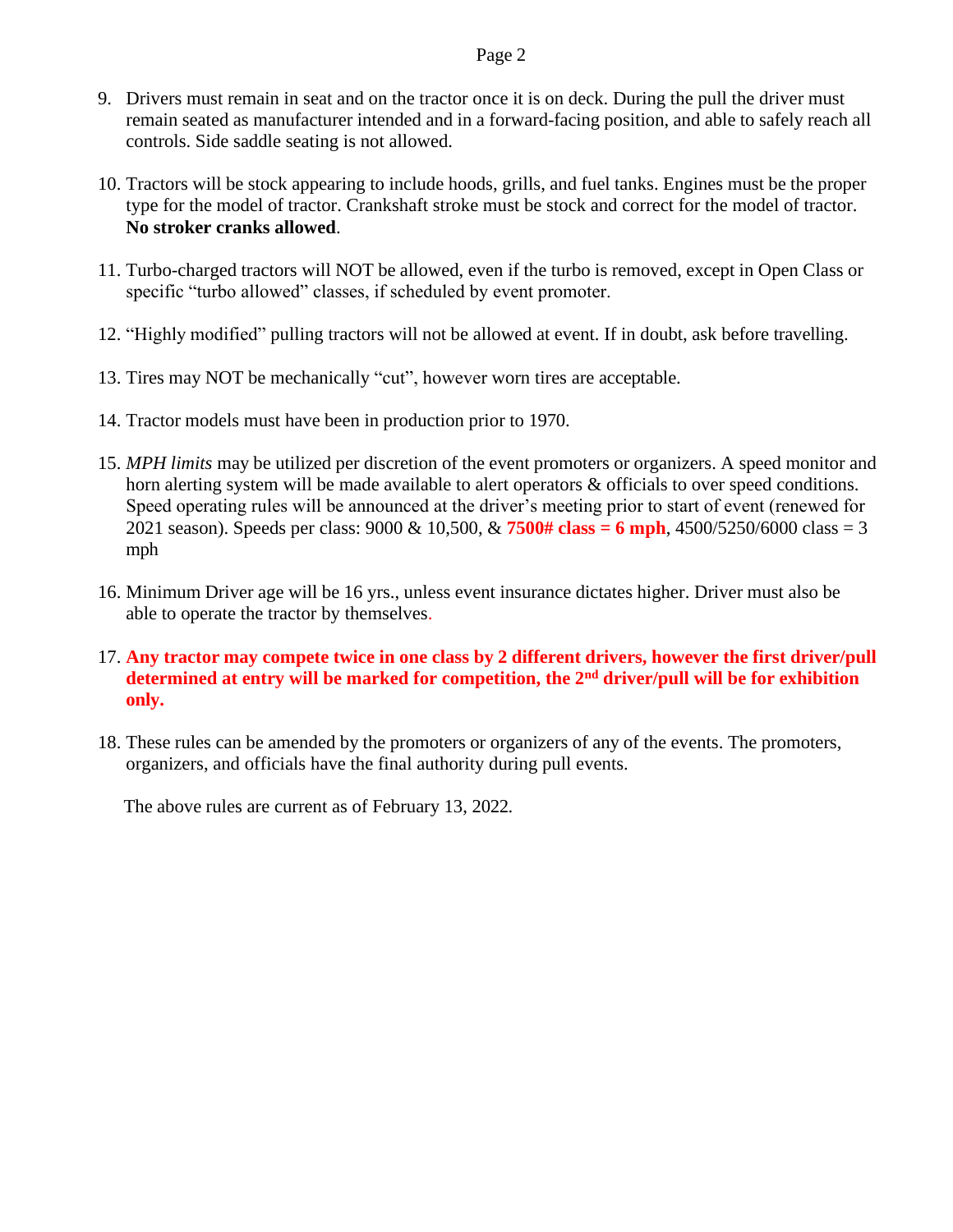9. Drivers must remain in seat and on the tractor once it is on deck. During the pull the driver must remain seated as manufacturer intended and in a forward-facing position, and able to safely reach all controls. Side saddle seating is not allowed.

10. Tractors will be stock appearing to include hoods, grills, and fuel tanks. Engines must be the proper type for the model of tractor. Crankshaft stroke must be stock and correct for the model of tractor. **No stroker cranks allowed**.

11. Turbo-charged tractors will NOT be allowed, even if the turbo is removed, except in Open Class or specific "turbo allowed" classes, if scheduled by event promoter.

12. "Highly modified" pulling tractors will not be allowed at event. If in doubt, ask before travelling.

13. Tires may NOT be mechanically "cut", however worn tires are acceptable.

14. Tractor models must have been in production prior to 1970.

15. *MPH limits* may be utilized per discretion of the event promoters or organizers. A speed monitor and horn alerting system will be made available to alert operators & officials to over speed conditions. Speed operating rules will be announced at the driver's meeting prior to start of event (renewed for 2021 season). Speeds per class: 9000 & 10,500, & **7500# class = 6 mph**, 4500/5250/6000 class = 3 mph

16. Minimum Driver age will be 16 yrs., unless event insurance dictates higher. Driver must also be able to operate the tractor by themselves.

17. **Any tractor may compete twice in one class by 2 different drivers, however the first driver/pull determined at entry will be marked for competition, the 2nd driver/pull will be for exhibition only.**

18. These rules can be amended by the promoters or organizers of any of the events. The promoters, organizers, and officials have the final authority during pull events.

The above rules are current as of February 13, 2022.